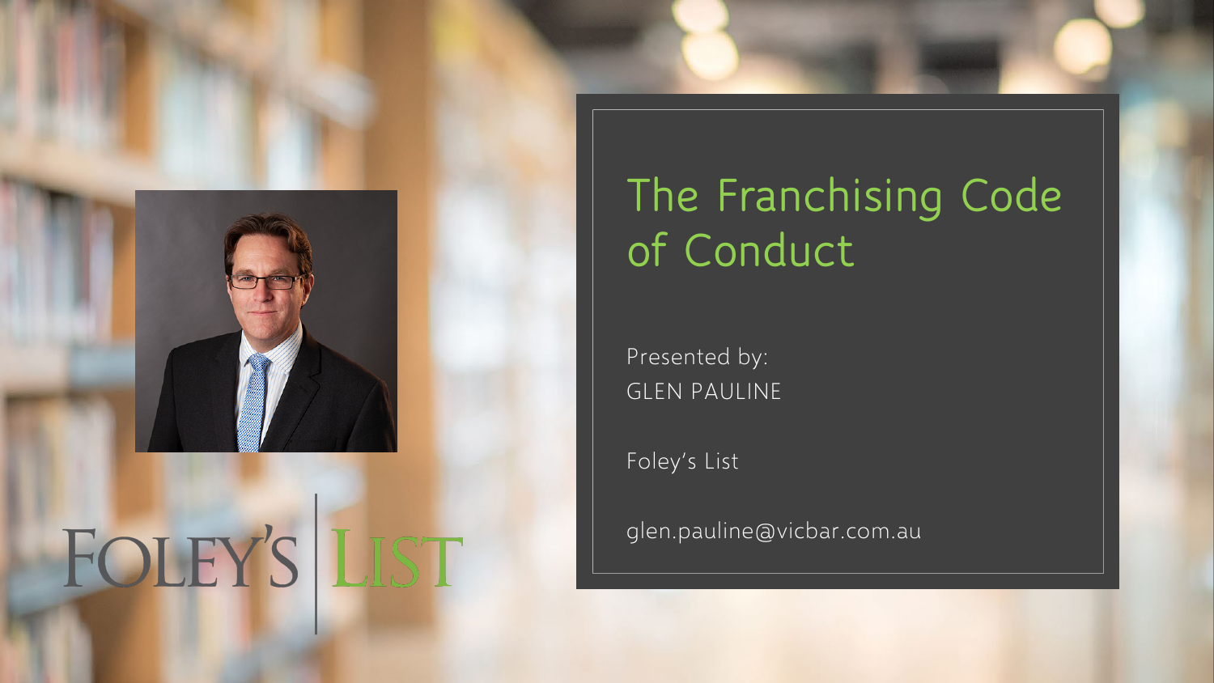# The Franchising Code of Conduct

Presented by:
GLEN PAULINE

Foley's List

glen.pauline@vicbar.com.au

FOLEY'S LIST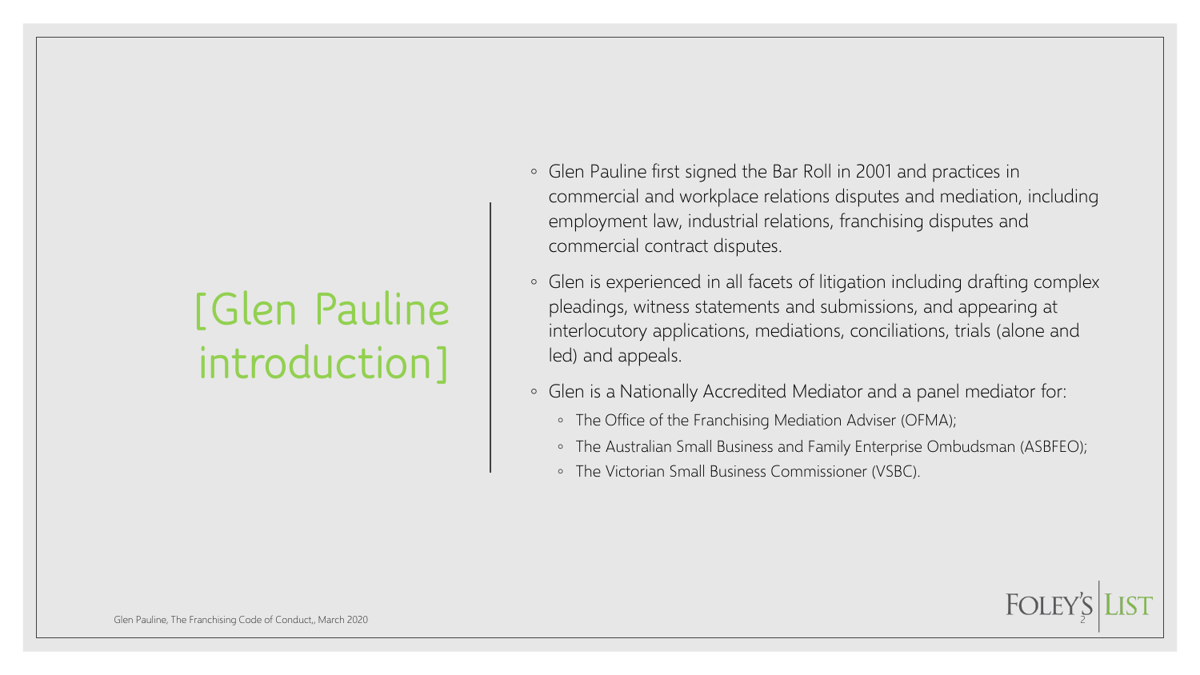# [Glen Pauline introduction]

- Glen Pauline first signed the Bar Roll in 2001 and practices in commercial and workplace relations disputes and mediation, including employment law, industrial relations, franchising disputes and commercial contract disputes.
- Glen is experienced in all facets of litigation including drafting complex pleadings, witness statements and submissions, and appearing at interlocutory applications, mediations, conciliations, trials (alone and led) and appeals.
- Glen is a Nationally Accredited Mediator and a panel mediator for:
  - The Office of the Franchising Mediation Adviser (OFMA);
  - The Australian Small Business and Family Enterprise Ombudsman (ASBFEO);
  - The Victorian Small Business Commissioner (VSBC).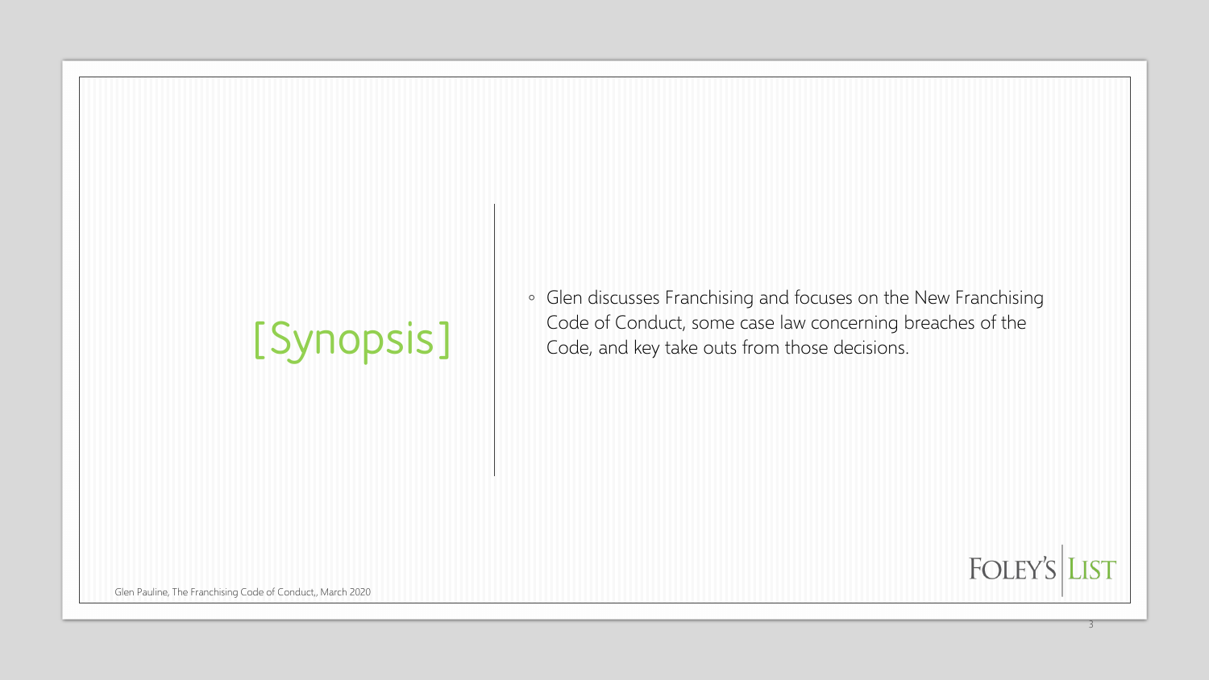# [Synopsis]

- Glen discusses Franchising and focuses on the New Franchising Code of Conduct, some case law concerning breaches of the Code, and key take outs from those decisions.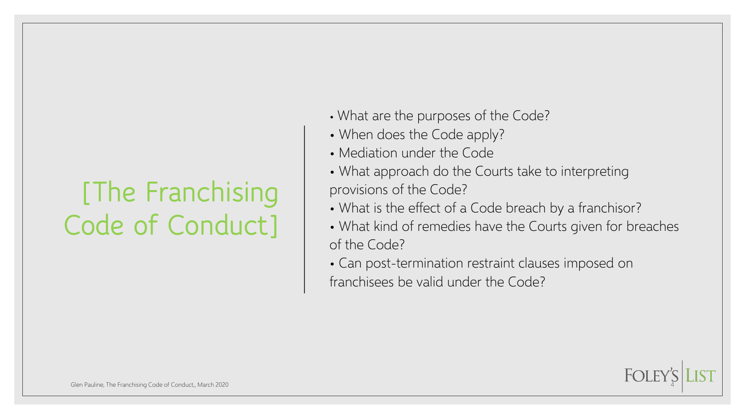# [The Franchising Code of Conduct]

- What are the purposes of the Code?
- When does the Code apply?
- Mediation under the Code
- What approach do the Courts take to interpreting provisions of the Code?
- What is the effect of a Code breach by a franchisor?
- What kind of remedies have the Courts given for breaches of the Code?
- Can post-termination restraint clauses imposed on franchisees be valid under the Code?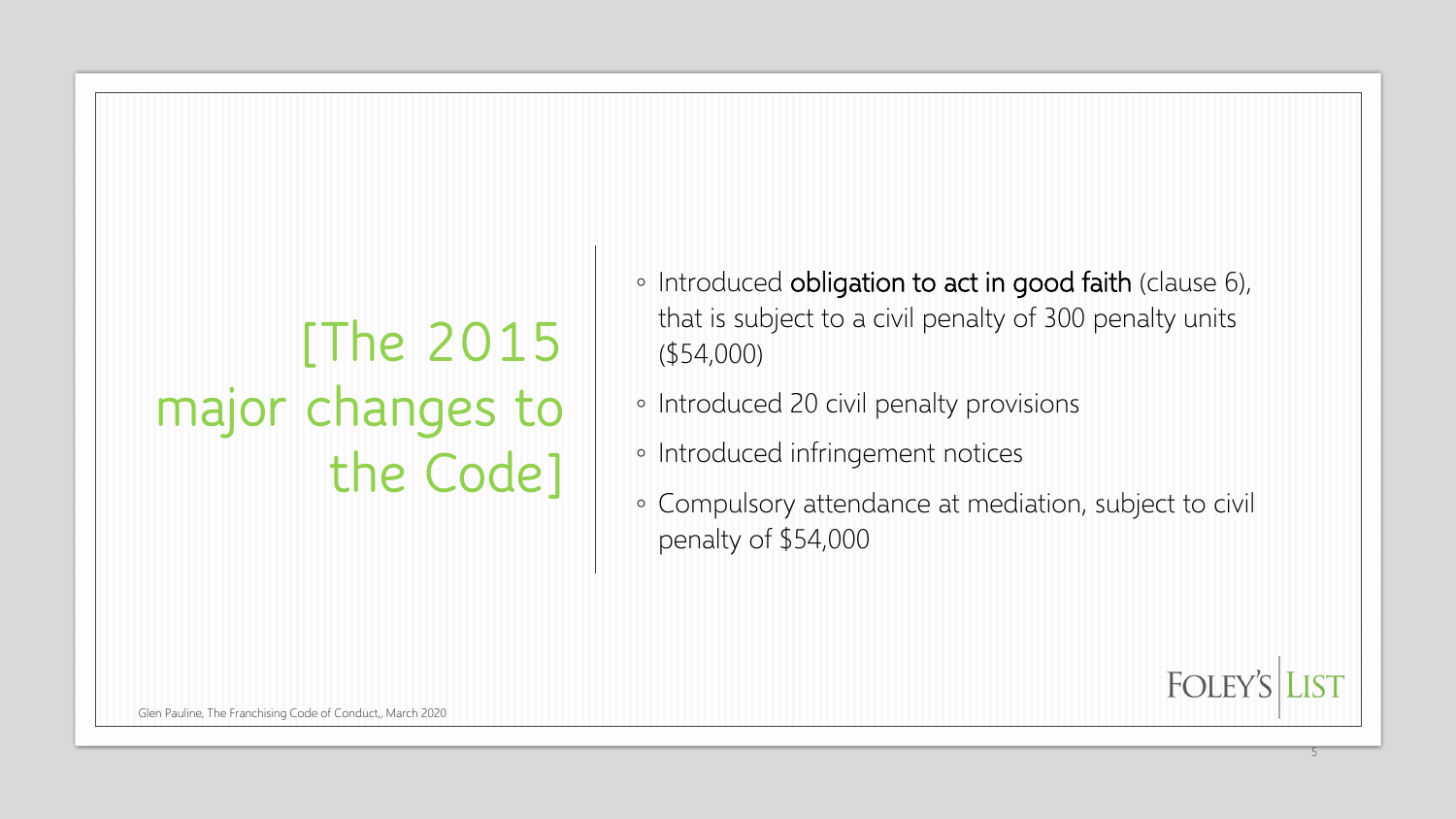# [The 2015 major changes to the Code]

- Introduced **obligation to act in good faith** (clause 6), that is subject to a civil penalty of 300 penalty units ($54,000)
- Introduced 20 civil penalty provisions
- Introduced infringement notices
- Compulsory attendance at mediation, subject to civil penalty of $54,000

Glen Pauline, The Franchising Code of Conduct,, March 2020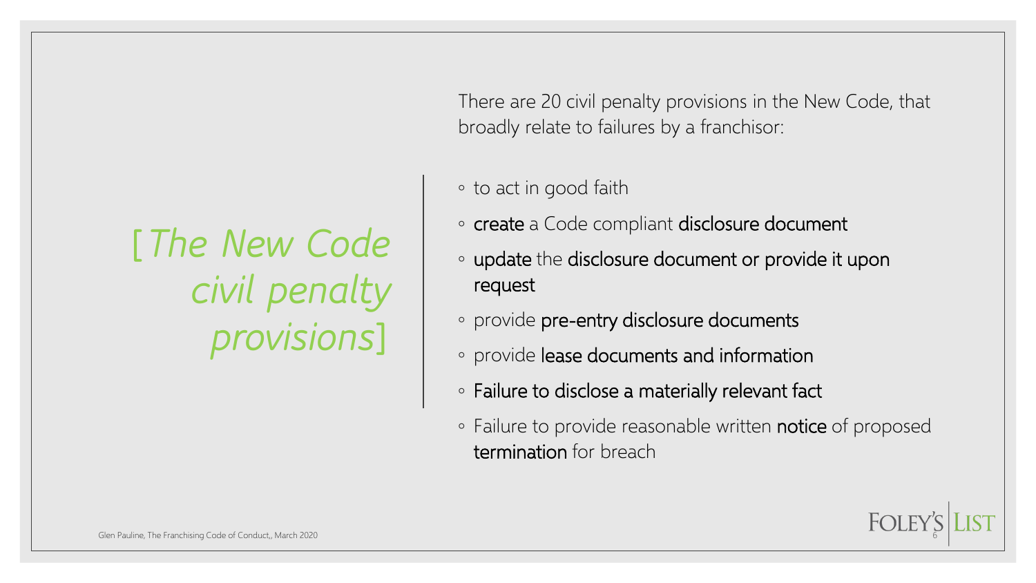# [*The New Code civil penalty provisions*]

There are 20 civil penalty provisions in the New Code, that broadly relate to failures by a franchisor:

- to act in good faith
- **create** a Code compliant **disclosure document**
- **update** the **disclosure document or provide it upon request**
- provide **pre-entry disclosure documents**
- provide **lease documents and information**
- **Failure to disclose a materially relevant fact**
- Failure to provide reasonable written **notice** of proposed **termination** for breach

Glen Pauline, The Franchising Code of Conduct,, March 2020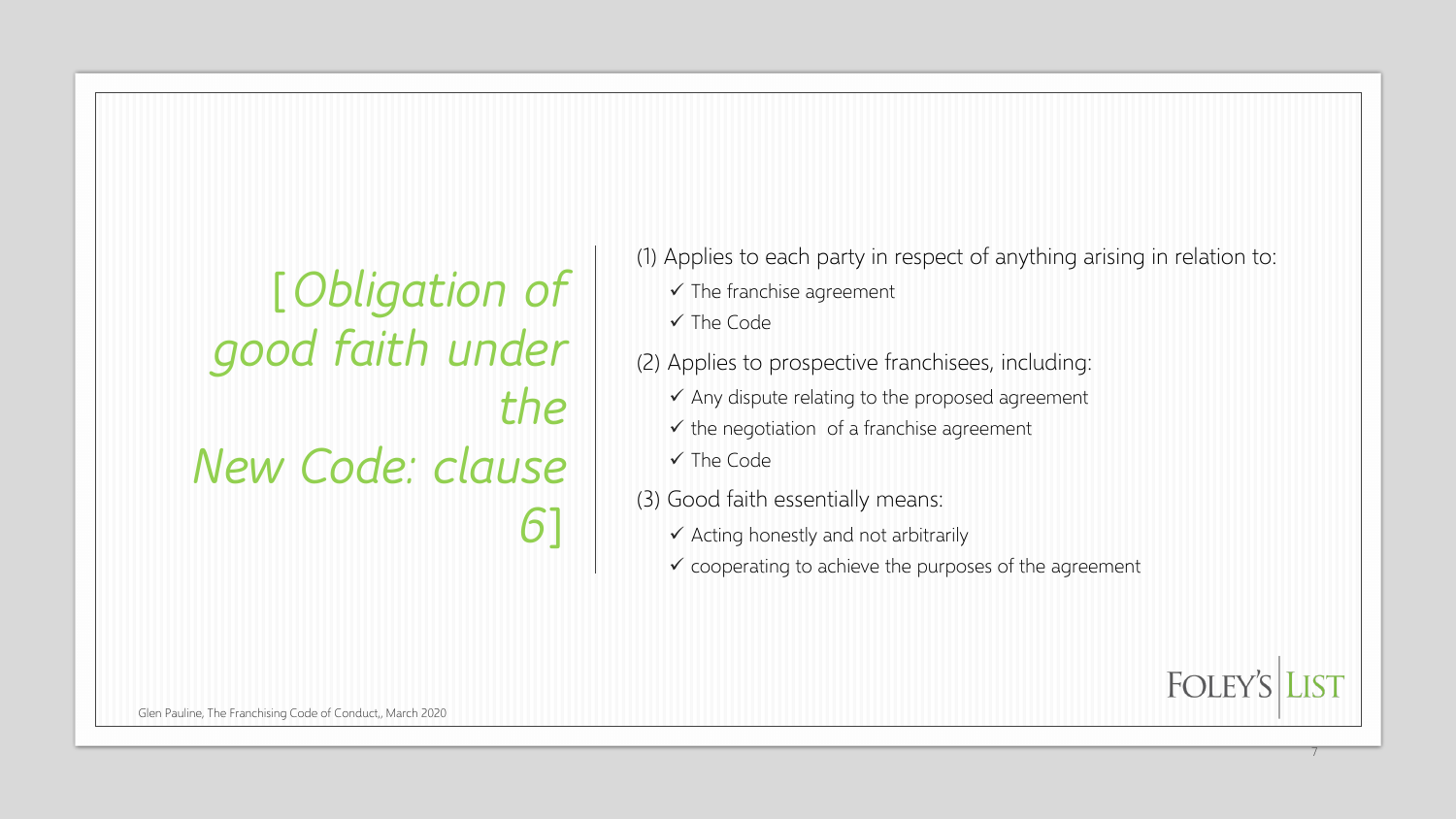# [*Obligation of good faith under the New Code: clause 6*]

(1) Applies to each party in respect of anything arising in relation to:

- ✓ The franchise agreement
- ✓ The Code

(2) Applies to prospective franchisees, including:

- ✓ Any dispute relating to the proposed agreement
- ✓ the negotiation of a franchise agreement
- ✓ The Code

(3) Good faith essentially means:

- ✓ Acting honestly and not arbitrarily
- ✓ cooperating to achieve the purposes of the agreement

Glen Pauline, The Franchising Code of Conduct,, March 2020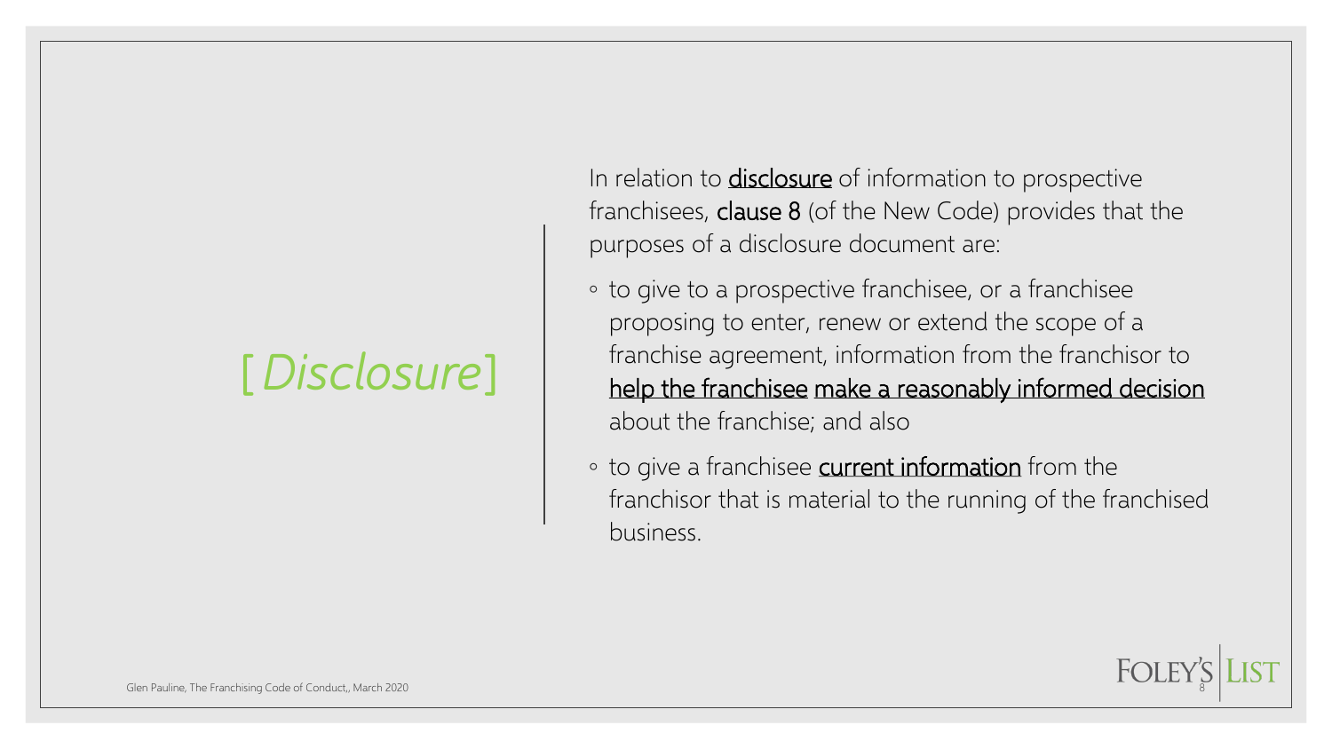# [*Disclosure*]

In relation to **disclosure** of information to prospective franchisees, **clause 8** (of the New Code) provides that the purposes of a disclosure document are:

- to give to a prospective franchisee, or a franchisee proposing to enter, renew or extend the scope of a franchise agreement, information from the franchisor to help the franchisee make a reasonably informed decision about the franchise; and also
- to give a franchisee current information from the franchisor that is material to the running of the franchised business.

Glen Pauline, The Franchising Code of Conduct,, March 2020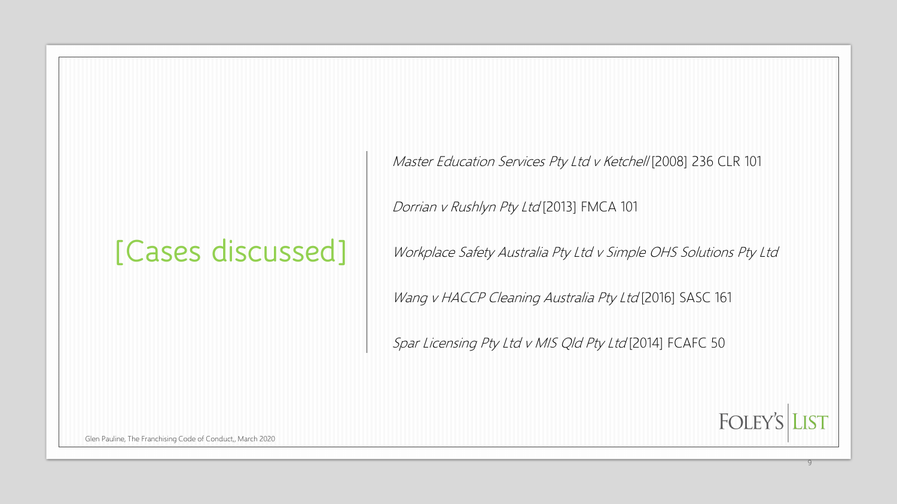# [Cases discussed]

*Master Education Services Pty Ltd v Ketchell* [2008] 236 CLR 101

*Dorrian v Rushlyn Pty Ltd* [2013] FMCA 101

*Workplace Safety Australia Pty Ltd v Simple OHS Solutions Pty Ltd*

*Wang v HACCP Cleaning Australia Pty Ltd* [2016] SASC 161

*Spar Licensing Pty Ltd v MIS Qld Pty Ltd* [2014] FCAFC 50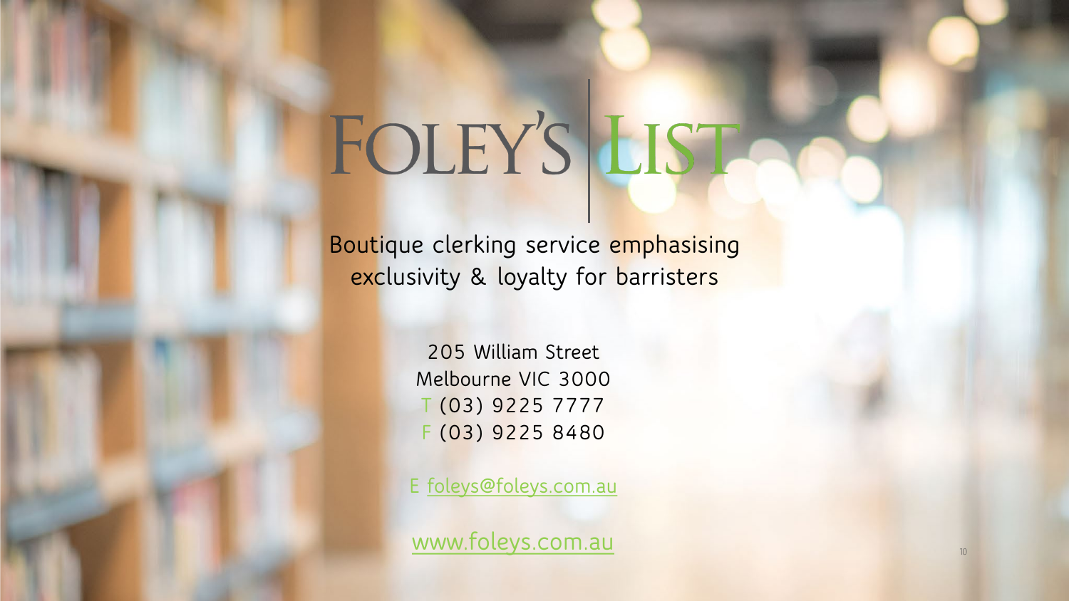# FOLEY'S | LIST

Boutique clerking service emphasising exclusivity & loyalty for barristers

205 William Street
Melbourne VIC 3000
T (03) 9225 7777
F (03) 9225 8480

E foleys@foleys.com.au

www.foleys.com.au